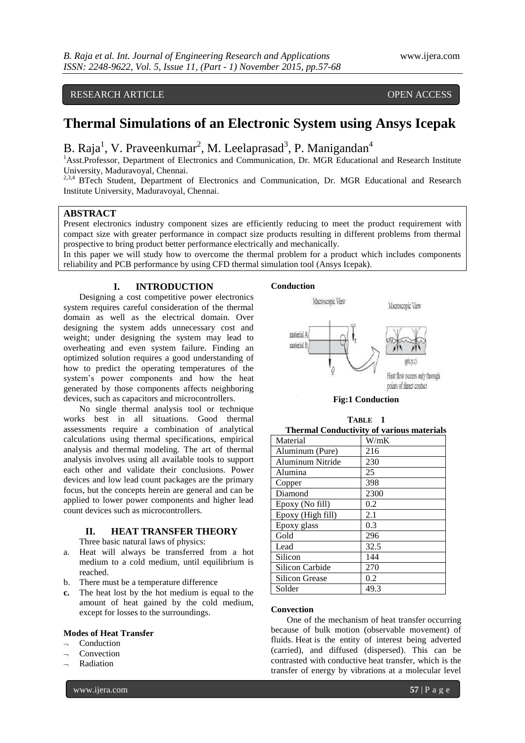RESEARCH ARTICLE OPEN ACCESS

# Thermal Simulations of an Electronic System using Ansys Icepak

B. Raja[1], V. Praveenkumar[2], M. Leelaprasad[3], P. Manigandan[4]

[1]Asst.Professor, Department of Electronics and Communication, Dr. MGR Educational and Research Institute University, Maduravoyal, Chennai.
[2,3,4] BTech Student, Department of Electronics and Communication, Dr. MGR Educational and Research Institute University, Maduravoyal, Chennai.

## ABSTRACT

Present electronics industry component sizes are efficiently reducing to meet the product requirement with compact size with greater performance in compact size products resulting in different problems from thermal prospective to bring product better performance electrically and mechanically.

In this paper we will study how to overcome the thermal problem for a product which includes components reliability and PCB performance by using CFD thermal simulation tool (Ansys Icepak).

## I. INTRODUCTION

Designing a cost competitive power electronics system requires careful consideration of the thermal domain as well as the electrical domain. Over designing the system adds unnecessary cost and weight; under designing the system may lead to overheating and even system failure. Finding an optimized solution requires a good understanding of how to predict the operating temperatures of the system's power components and how the heat generated by those components affects neighboring devices, such as capacitors and microcontrollers.

No single thermal analysis tool or technique works best in all situations. Good thermal assessments require a combination of analytical calculations using thermal specifications, empirical analysis and thermal modeling. The art of thermal analysis involves using all available tools to support each other and validate their conclusions. Power devices and low lead count packages are the primary focus, but the concepts herein are general and can be applied to lower power components and higher lead count devices such as microcontrollers.

## II. HEAT TRANSFER THEORY

Three basic natural laws of physics:

a. Heat will always be transferred from a hot medium to a cold medium, until equilibrium is reached.
b. There must be a temperature difference
c. The heat lost by the hot medium is equal to the amount of heat gained by the cold medium, except for losses to the surroundings.

**Modes of Heat Transfer**

- Conduction
- Convection
- Radiation

**Conduction**

Fig:1 Conduction

**TABLE 1**
**Thermal Conductivity of various materials**

| Material | W/mK |
|---|---|
| Aluminum (Pure) | 216 |
| Aluminum Nitride | 230 |
| Alumina | 25 |
| Copper | 398 |
| Diamond | 2300 |
| Epoxy (No fill) | 0.2 |
| Epoxy (High fill) | 2.1 |
| Epoxy glass | 0.3 |
| Gold | 296 |
| Lead | 32.5 |
| Silicon | 144 |
| Silicon Carbide | 270 |
| Silicon Grease | 0.2 |
| Solder | 49.3 |

**Convection**

One of the mechanism of heat transfer occurring because of bulk motion (observable movement) of fluids. Heat is the entity of interest being adverted (carried), and diffused (dispersed). This can be contrasted with conductive heat transfer, which is the transfer of energy by vibrations at a molecular level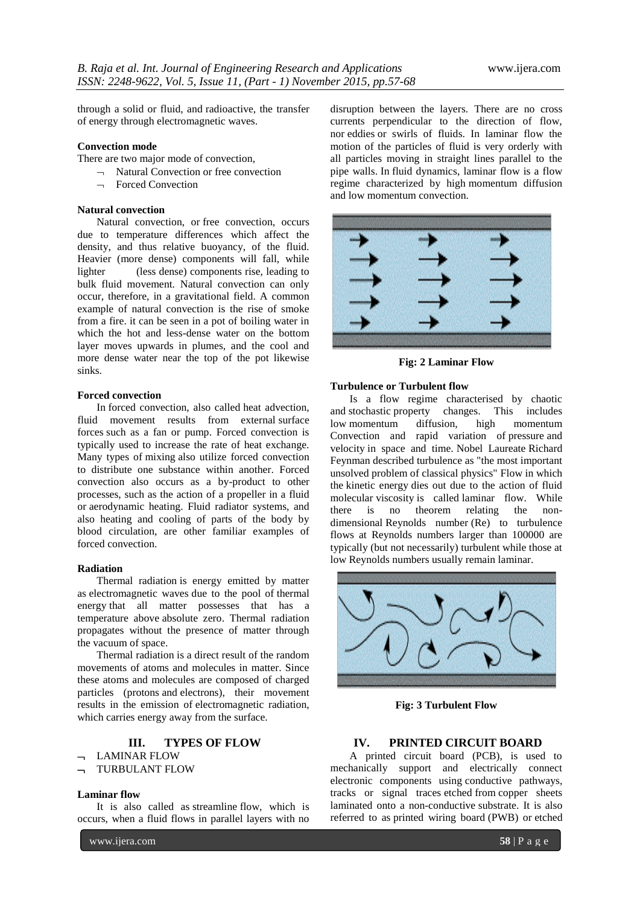through a solid or fluid, and radioactive, the transfer of energy through electromagnetic waves.

**Convection mode**

There are two major mode of convection,

- Natural Convection or free convection
- Forced Convection

**Natural convection**

Natural convection, or free convection, occurs due to temperature differences which affect the density, and thus relative buoyancy, of the fluid. Heavier (more dense) components will fall, while lighter (less dense) components rise, leading to bulk fluid movement. Natural convection can only occur, therefore, in a gravitational field. A common example of natural convection is the rise of smoke from a fire. it can be seen in a pot of boiling water in which the hot and less-dense water on the bottom layer moves upwards in plumes, and the cool and more dense water near the top of the pot likewise sinks.

**Forced convection**

In forced convection, also called heat advection, fluid movement results from external surface forces such as a fan or pump. Forced convection is typically used to increase the rate of heat exchange. Many types of mixing also utilize forced convection to distribute one substance within another. Forced convection also occurs as a by-product to other processes, such as the action of a propeller in a fluid or aerodynamic heating. Fluid radiator systems, and also heating and cooling of parts of the body by blood circulation, are other familiar examples of forced convection.

**Radiation**

Thermal radiation is energy emitted by matter as electromagnetic waves due to the pool of thermal energy that all matter possesses that has a temperature above absolute zero. Thermal radiation propagates without the presence of matter through the vacuum of space.

Thermal radiation is a direct result of the random movements of atoms and molecules in matter. Since these atoms and molecules are composed of charged particles (protons and electrons), their movement results in the emission of electromagnetic radiation, which carries energy away from the surface.

## III. TYPES OF FLOW

- LAMINAR FLOW
- TURBULANT FLOW

**Laminar flow**

It is also called as streamline flow, which is occurs, when a fluid flows in parallel layers with no disruption between the layers. There are no cross currents perpendicular to the direction of flow, nor eddies or swirls of fluids. In laminar flow the motion of the particles of fluid is very orderly with all particles moving in straight lines parallel to the pipe walls. In fluid dynamics, laminar flow is a flow regime characterized by high momentum diffusion and low momentum convection.

**Fig: 2 Laminar Flow**

**Turbulence or Turbulent flow**

Is a flow regime characterised by chaotic and stochastic property changes. This includes low momentum diffusion, high momentum Convection and rapid variation of pressure and velocity in space and time. Nobel Laureate Richard Feynman described turbulence as "the most important unsolved problem of classical physics" Flow in which the kinetic energy dies out due to the action of fluid molecular viscosity is called laminar flow. While there is no theorem relating the non-dimensional Reynolds number (Re) to turbulence flows at Reynolds numbers larger than 100000 are typically (but not necessarily) turbulent while those at low Reynolds numbers usually remain laminar.

**Fig: 3 Turbulent Flow**

## IV. PRINTED CIRCUIT BOARD

A printed circuit board (PCB), is used to mechanically support and electrically connect electronic components using conductive pathways, tracks or signal traces etched from copper sheets laminated onto a non-conductive substrate. It is also referred to as printed wiring board (PWB) or etched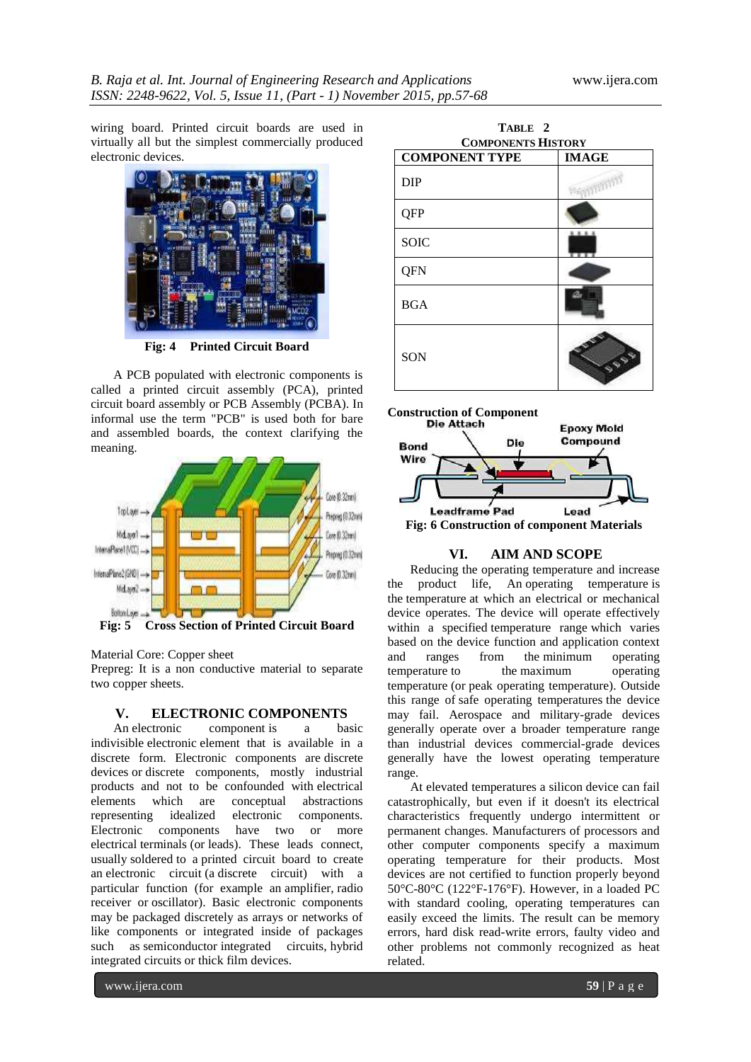wiring board. Printed circuit boards are used in virtually all but the simplest commercially produced electronic devices.

**Fig: 4 Printed Circuit Board**

A PCB populated with electronic components is called a printed circuit assembly (PCA), printed circuit board assembly or PCB Assembly (PCBA). In informal use the term "PCB" is used both for bare and assembled boards, the context clarifying the meaning.

**Fig: 5 Cross Section of Printed Circuit Board**

Material Core: Copper sheet
Prepreg: It is a non conductive material to separate two copper sheets.

## V. ELECTRONIC COMPONENTS

An electronic component is a basic indivisible electronic element that is available in a discrete form. Electronic components are discrete devices or discrete components, mostly industrial products and not to be confounded with electrical elements which are conceptual abstractions representing idealized electronic components. Electronic components have two or more electrical terminals (or leads). These leads connect, usually soldered to a printed circuit board to create an electronic circuit (a discrete circuit) with a particular function (for example an amplifier, radio receiver or oscillator). Basic electronic components may be packaged discretely as arrays or networks of like components or integrated inside of packages such as semiconductor integrated circuits, hybrid integrated circuits or thick film devices.

**TABLE 2**
**COMPONENTS HISTORY**

| COMPONENT TYPE | IMAGE |
|---|---|
| DIP | |
| QFP | |
| SOIC | |
| QFN | |
| BGA | |
| SON | |

**Construction of Component**

**Fig: 6 Construction of component Materials**

## VI. AIM AND SCOPE

Reducing the operating temperature and increase the product life, An operating temperature is the temperature at which an electrical or mechanical device operates. The device will operate effectively within a specified temperature range which varies based on the device function and application context and ranges from the minimum operating temperature to the maximum operating temperature (or peak operating temperature). Outside this range of safe operating temperatures the device may fail. Aerospace and military-grade devices generally operate over a broader temperature range than industrial devices commercial-grade devices generally have the lowest operating temperature range.

At elevated temperatures a silicon device can fail catastrophically, but even if it doesn't its electrical characteristics frequently undergo intermittent or permanent changes. Manufacturers of processors and other computer components specify a maximum operating temperature for their products. Most devices are not certified to function properly beyond 50°C-80°C (122°F-176°F). However, in a loaded PC with standard cooling, operating temperatures can easily exceed the limits. The result can be memory errors, hard disk read-write errors, faulty video and other problems not commonly recognized as heat related.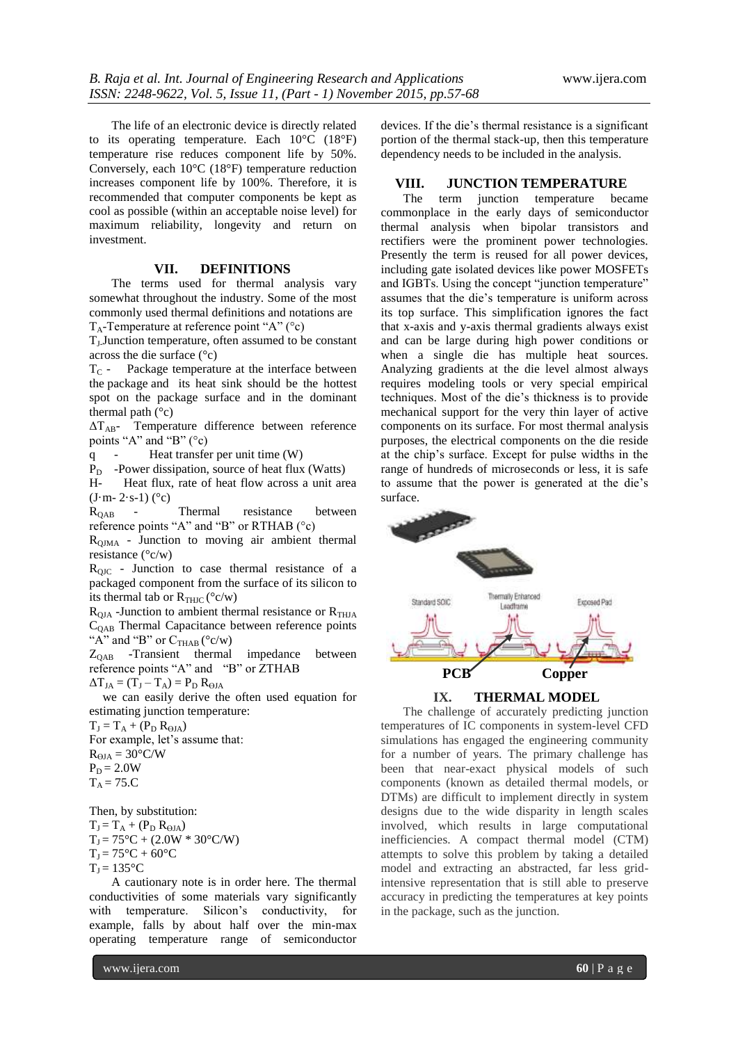The life of an electronic device is directly related to its operating temperature. Each 10°C (18°F) temperature rise reduces component life by 50%. Conversely, each 10°C (18°F) temperature reduction increases component life by 100%. Therefore, it is recommended that computer components be kept as cool as possible (within an acceptable noise level) for maximum reliability, longevity and return on investment.

## VII. DEFINITIONS

The terms used for thermal analysis vary somewhat throughout the industry. Some of the most commonly used thermal definitions and notations are

$T_A$-Temperature at reference point "A" (°c)

$T_J$ Junction temperature, often assumed to be constant across the die surface (°c)

$T_C$ - Package temperature at the interface between the package and its heat sink should be the hottest spot on the package surface and in the dominant thermal path (°c)

$\Delta T_{AB}$- Temperature difference between reference points "A" and "B" (°c)

q - Heat transfer per unit time (W)

$P_D$ -Power dissipation, source of heat flux (Watts)

H- Heat flux, rate of heat flow across a unit area (J·m- 2·s-1) (°c)

$R_{QAB}$ - Thermal resistance between reference points "A" and "B" or RTHAB (°c)

$R_{QJMA}$ - Junction to moving air ambient thermal resistance (°c/w)

$R_{QJC}$ - Junction to case thermal resistance of a packaged component from the surface of its silicon to its thermal tab or $R_{THJC}$ (°c/w)

$R_{QJA}$ -Junction to ambient thermal resistance or $R_{THJA}$

$C_{QAB}$ Thermal Capacitance between reference points "A" and "B" or $C_{THAB}$ (°c/w)

$Z_{QAB}$ -Transient thermal impedance between reference points "A" and "B" or ZTHAB

$\Delta T_{JA} = (T_J - T_A) = P_D R_{\Theta JA}$

we can easily derive the often used equation for estimating junction temperature:

$T_J = T_A + (P_D R_{\Theta JA})$

For example, let's assume that:

$R_{\Theta JA} = 30°C/W$

$P_D = 2.0W$

$T_A = 75.C$

Then, by substitution:

$T_J = T_A + (P_D R_{\Theta JA})$

$T_J = 75°C + (2.0W * 30°C/W)$

$T_J = 75°C + 60°C$

$T_J = 135°C$

A cautionary note is in order here. The thermal conductivities of some materials vary significantly with temperature. Silicon's conductivity, for example, falls by about half over the min-max operating temperature range of semiconductor devices. If the die's thermal resistance is a significant portion of the thermal stack-up, then this temperature dependency needs to be included in the analysis.

## VIII. JUNCTION TEMPERATURE

The term junction temperature became commonplace in the early days of semiconductor thermal analysis when bipolar transistors and rectifiers were the prominent power technologies. Presently the term is reused for all power devices, including gate isolated devices like power MOSFETs and IGBTs. Using the concept "junction temperature" assumes that the die's temperature is uniform across its top surface. This simplification ignores the fact that x-axis and y-axis thermal gradients always exist and can be large during high power conditions or when a single die has multiple heat sources. Analyzing gradients at the die level almost always requires modeling tools or very special empirical techniques. Most of the die's thickness is to provide mechanical support for the very thin layer of active components on its surface. For most thermal analysis purposes, the electrical components on the die reside at the chip's surface. Except for pulse widths in the range of hundreds of microseconds or less, it is safe to assume that the power is generated at the die's surface.

Standard SOIC Thermally Enhanced Leadframe Exposed Pad

PCB Copper

## IX. THERMAL MODEL

The challenge of accurately predicting junction temperatures of IC components in system-level CFD simulations has engaged the engineering community for a number of years. The primary challenge has been that near-exact physical models of such components (known as detailed thermal models, or DTMs) are difficult to implement directly in system designs due to the wide disparity in length scales involved, which results in large computational inefficiencies. A compact thermal model (CTM) attempts to solve this problem by taking a detailed model and extracting an abstracted, far less grid-intensive representation that is still able to preserve accuracy in predicting the temperatures at key points in the package, such as the junction.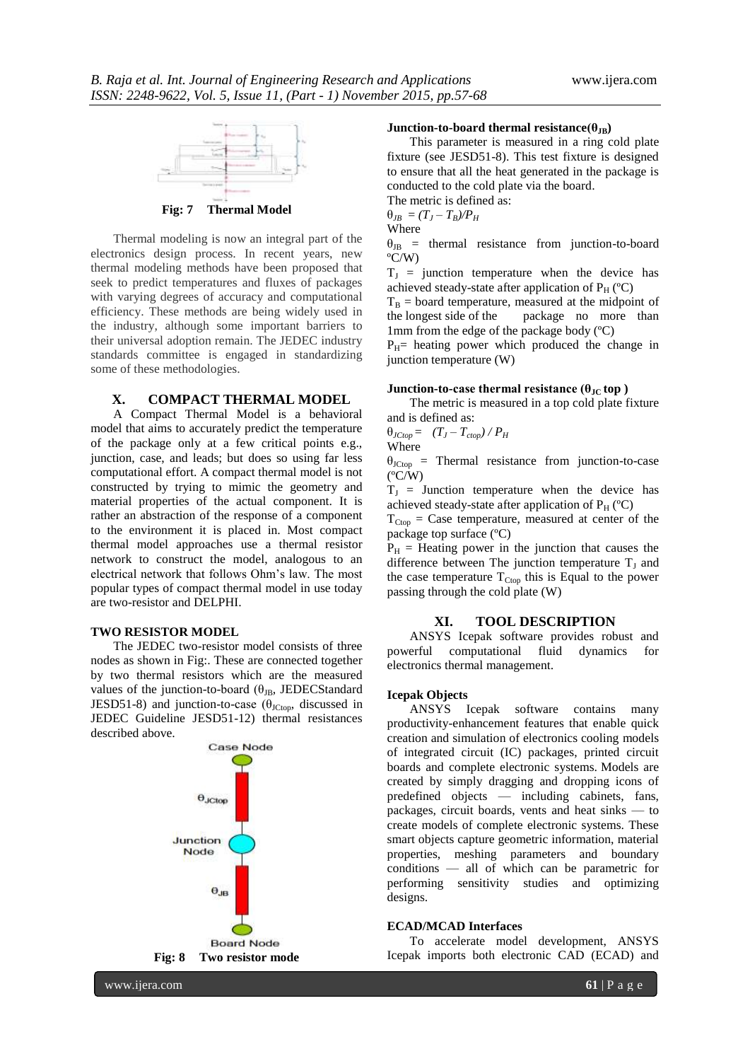Fig: 7 Thermal Model

Thermal modeling is now an integral part of the electronics design process. In recent years, new thermal modeling methods have been proposed that seek to predict temperatures and fluxes of packages with varying degrees of accuracy and computational efficiency. These methods are being widely used in the industry, although some important barriers to their universal adoption remain. The JEDEC industry standards committee is engaged in standardizing some of these methodologies.

## X. COMPACT THERMAL MODEL

A Compact Thermal Model is a behavioral model that aims to accurately predict the temperature of the package only at a few critical points e.g., junction, case, and leads; but does so using far less computational effort. A compact thermal model is not constructed by trying to mimic the geometry and material properties of the actual component. It is rather an abstraction of the response of a component to the environment it is placed in. Most compact thermal model approaches use a thermal resistor network to construct the model, analogous to an electrical network that follows Ohm's law. The most popular types of compact thermal model in use today are two-resistor and DELPHI.

### TWO RESISTOR MODEL

The JEDEC two-resistor model consists of three nodes as shown in Fig:. These are connected together by two thermal resistors which are the measured values of the junction-to-board ($\theta_{JB}$, JEDECStandard JESD51-8) and junction-to-case ($\theta_{JCtop}$, discussed in JEDEC Guideline JESD51-12) thermal resistances described above.

Fig: 8 Two resistor mode

### Junction-to-board thermal resistance($\theta_{JB}$)

This parameter is measured in a ring cold plate fixture (see JESD51-8). This test fixture is designed to ensure that all the heat generated in the package is conducted to the cold plate via the board.

The metric is defined as:

$\theta_{JB} = (T_J - T_B)/P_H$

Where

$\theta_{JB}$ = thermal resistance from junction-to-board ºC/W)

$T_J$ = junction temperature when the device has achieved steady-state after application of $P_H$ (ºC)

$T_B$ = board temperature, measured at the midpoint of the longest side of the package no more than 1mm from the edge of the package body (ºC)

$P_H$= heating power which produced the change in junction temperature (W)

### Junction-to-case thermal resistance ($\theta_{JC}$ top )

The metric is measured in a top cold plate fixture and is defined as:

$\theta_{JCtop} = (T_J - T_{ctop}) / P_H$

Where

$\theta_{JCtop}$ = Thermal resistance from junction-to-case (ºC/W)

$T_J$ = Junction temperature when the device has achieved steady-state after application of $P_H$ (ºC)

$T_{Ctop}$ = Case temperature, measured at center of the package top surface (ºC)

$P_H$ = Heating power in the junction that causes the difference between The junction temperature $T_J$ and the case temperature $T_{Ctop}$ this is Equal to the power passing through the cold plate (W)

## XI. TOOL DESCRIPTION

ANSYS Icepak software provides robust and powerful computational fluid dynamics for electronics thermal management.

### Icepak Objects

ANSYS Icepak software contains many productivity-enhancement features that enable quick creation and simulation of electronics cooling models of integrated circuit (IC) packages, printed circuit boards and complete electronic systems. Models are created by simply dragging and dropping icons of predefined objects — including cabinets, fans, packages, circuit boards, vents and heat sinks — to create models of complete electronic systems. These smart objects capture geometric information, material properties, meshing parameters and boundary conditions — all of which can be parametric for performing sensitivity studies and optimizing designs.

### ECAD/MCAD Interfaces

To accelerate model development, ANSYS Icepak imports both electronic CAD (ECAD) and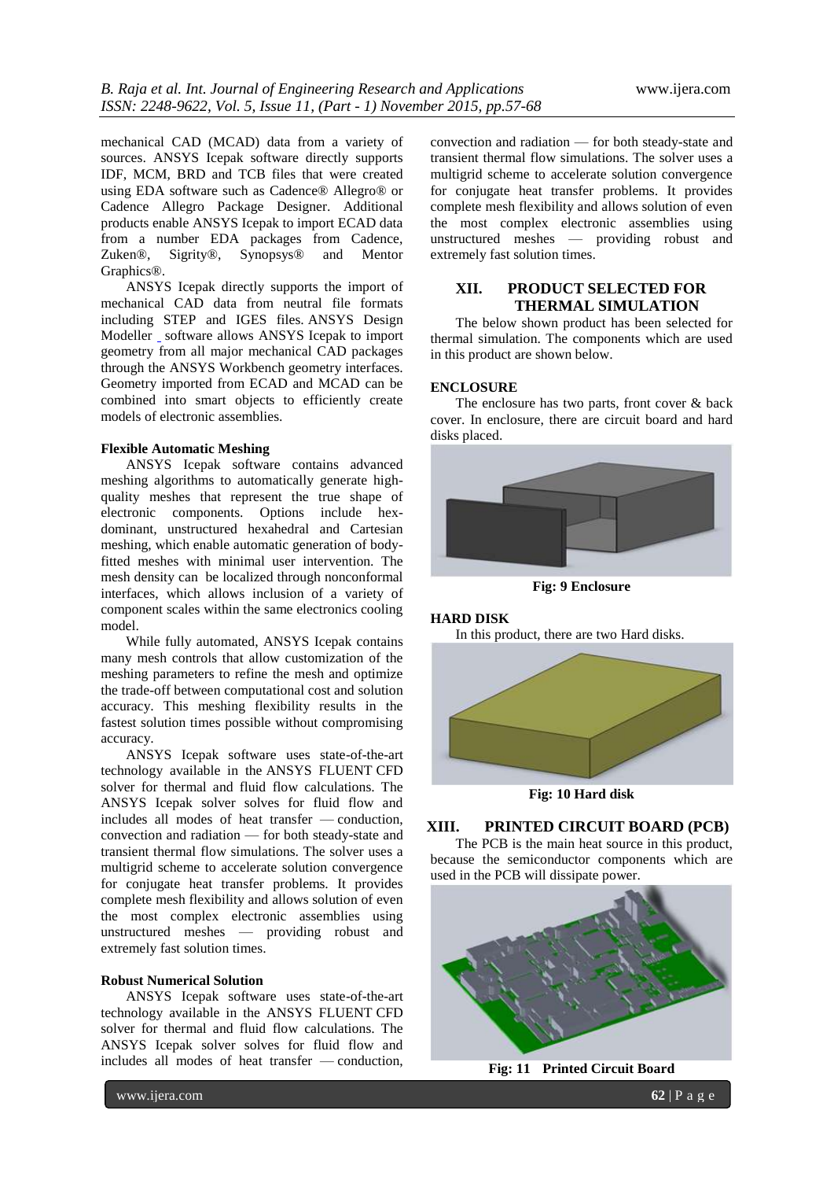mechanical CAD (MCAD) data from a variety of sources. ANSYS Icepak software directly supports IDF, MCM, BRD and TCB files that were created using EDA software such as Cadence® Allegro® or Cadence Allegro Package Designer. Additional products enable ANSYS Icepak to import ECAD data from a number EDA packages from Cadence, Zuken®, Sigrity®, Synopsys® and Mentor Graphics®.

ANSYS Icepak directly supports the import of mechanical CAD data from neutral file formats including STEP and IGES files. ANSYS Design Modeller software allows ANSYS Icepak to import geometry from all major mechanical CAD packages through the ANSYS Workbench geometry interfaces. Geometry imported from ECAD and MCAD can be combined into smart objects to efficiently create models of electronic assemblies.

**Flexible Automatic Meshing**

ANSYS Icepak software contains advanced meshing algorithms to automatically generate high-quality meshes that represent the true shape of electronic components. Options include hex-dominant, unstructured hexahedral and Cartesian meshing, which enable automatic generation of body-fitted meshes with minimal user intervention. The mesh density can be localized through nonconformal interfaces, which allows inclusion of a variety of component scales within the same electronics cooling model.

While fully automated, ANSYS Icepak contains many mesh controls that allow customization of the meshing parameters to refine the mesh and optimize the trade-off between computational cost and solution accuracy. This meshing flexibility results in the fastest solution times possible without compromising accuracy.

ANSYS Icepak software uses state-of-the-art technology available in the ANSYS FLUENT CFD solver for thermal and fluid flow calculations. The ANSYS Icepak solver solves for fluid flow and includes all modes of heat transfer — conduction, convection and radiation — for both steady-state and transient thermal flow simulations. The solver uses a multigrid scheme to accelerate solution convergence for conjugate heat transfer problems. It provides complete mesh flexibility and allows solution of even the most complex electronic assemblies using unstructured meshes — providing robust and extremely fast solution times.

**Robust Numerical Solution**

ANSYS Icepak software uses state-of-the-art technology available in the ANSYS FLUENT CFD solver for thermal and fluid flow calculations. The ANSYS Icepak solver solves for fluid flow and includes all modes of heat transfer — conduction, convection and radiation — for both steady-state and transient thermal flow simulations. The solver uses a multigrid scheme to accelerate solution convergence for conjugate heat transfer problems. It provides complete mesh flexibility and allows solution of even the most complex electronic assemblies using unstructured meshes — providing robust and extremely fast solution times.

## XII. PRODUCT SELECTED FOR THERMAL SIMULATION

The below shown product has been selected for thermal simulation. The components which are used in this product are shown below.

**ENCLOSURE**

The enclosure has two parts, front cover & back cover. In enclosure, there are circuit board and hard disks placed.

**Fig: 9 Enclosure**

**HARD DISK**

In this product, there are two Hard disks.

**Fig: 10 Hard disk**

## XIII. PRINTED CIRCUIT BOARD (PCB)

The PCB is the main heat source in this product, because the semiconductor components which are used in the PCB will dissipate power.

**Fig: 11 Printed Circuit Board**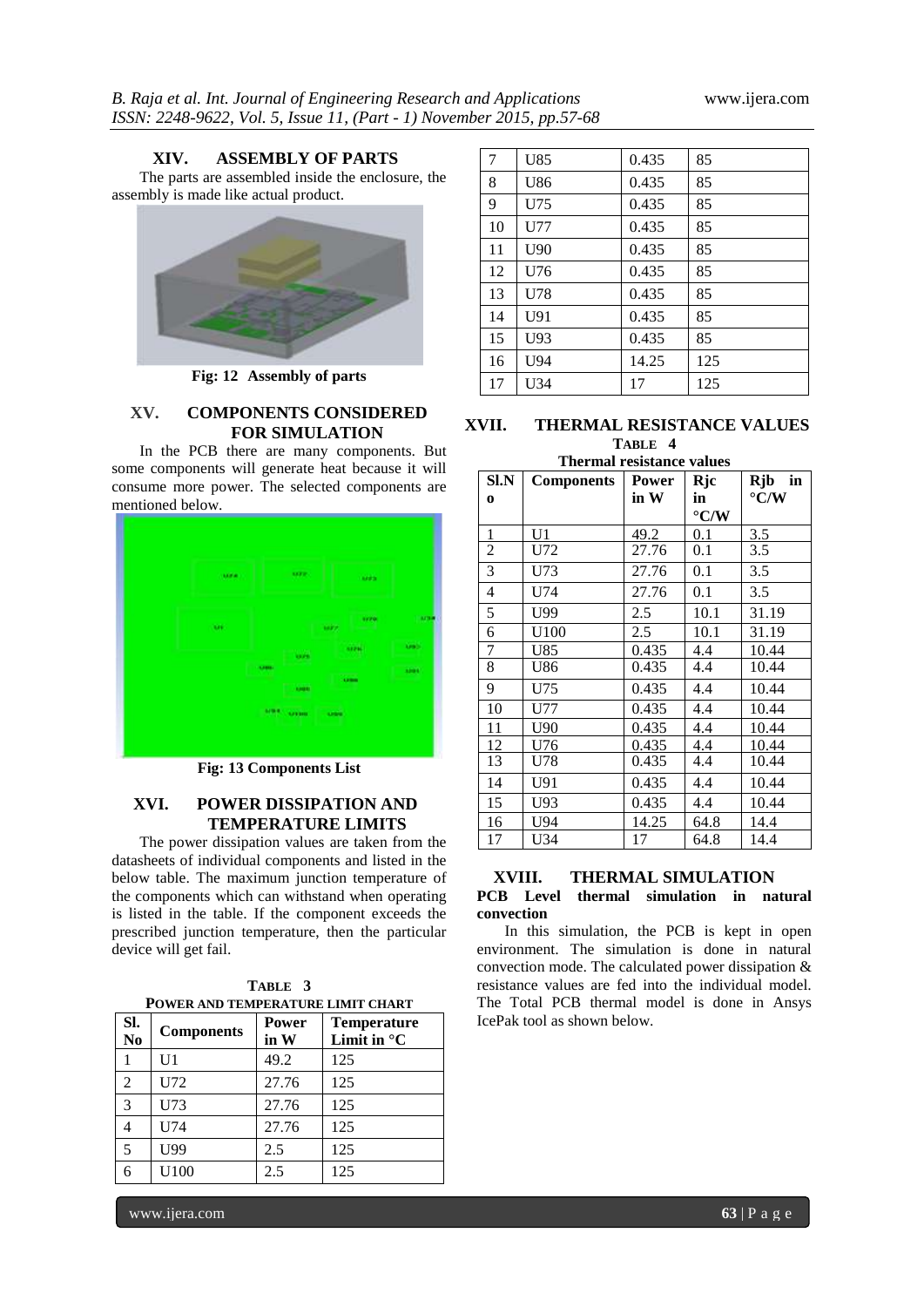## XIV. ASSEMBLY OF PARTS

The parts are assembled inside the enclosure, the assembly is made like actual product.

Fig: 12 Assembly of parts

## XV. COMPONENTS CONSIDERED FOR SIMULATION

In the PCB there are many components. But some components will generate heat because it will consume more power. The selected components are mentioned below.

Fig: 13 Components List

## XVI. POWER DISSIPATION AND TEMPERATURE LIMITS

The power dissipation values are taken from the datasheets of individual components and listed in the below table. The maximum junction temperature of the components which can withstand when operating is listed in the table. If the component exceeds the prescribed junction temperature, then the particular device will get fail.

**TABLE 3**
**POWER AND TEMPERATURE LIMIT CHART**

| Sl. No | Components | Power in W | Temperature Limit in °C |
|---|---|---|---|
| 1 | U1 | 49.2 | 125 |
| 2 | U72 | 27.76 | 125 |
| 3 | U73 | 27.76 | 125 |
| 4 | U74 | 27.76 | 125 |
| 5 | U99 | 2.5 | 125 |
| 6 | U100 | 2.5 | 125 |
| 7 | U85 | 0.435 | 85 |
| 8 | U86 | 0.435 | 85 |
| 9 | U75 | 0.435 | 85 |
| 10 | U77 | 0.435 | 85 |
| 11 | U90 | 0.435 | 85 |
| 12 | U76 | 0.435 | 85 |
| 13 | U78 | 0.435 | 85 |
| 14 | U91 | 0.435 | 85 |
| 15 | U93 | 0.435 | 85 |
| 16 | U94 | 14.25 | 125 |
| 17 | U34 | 17 | 125 |

## XVII. THERMAL RESISTANCE VALUES

**TABLE 4**
**Thermal resistance values**

| Sl.No | Components | Power in W | Rjc in °C/W | Rjb in °C/W |
|---|---|---|---|---|
| 1 | U1 | 49.2 | 0.1 | 3.5 |
| 2 | U72 | 27.76 | 0.1 | 3.5 |
| 3 | U73 | 27.76 | 0.1 | 3.5 |
| 4 | U74 | 27.76 | 0.1 | 3.5 |
| 5 | U99 | 2.5 | 10.1 | 31.19 |
| 6 | U100 | 2.5 | 10.1 | 31.19 |
| 7 | U85 | 0.435 | 4.4 | 10.44 |
| 8 | U86 | 0.435 | 4.4 | 10.44 |
| 9 | U75 | 0.435 | 4.4 | 10.44 |
| 10 | U77 | 0.435 | 4.4 | 10.44 |
| 11 | U90 | 0.435 | 4.4 | 10.44 |
| 12 | U76 | 0.435 | 4.4 | 10.44 |
| 13 | U78 | 0.435 | 4.4 | 10.44 |
| 14 | U91 | 0.435 | 4.4 | 10.44 |
| 15 | U93 | 0.435 | 4.4 | 10.44 |
| 16 | U94 | 14.25 | 64.8 | 14.4 |
| 17 | U34 | 17 | 64.8 | 14.4 |

## XVIII. THERMAL SIMULATION

**PCB Level thermal simulation in natural convection**

In this simulation, the PCB is kept in open environment. The simulation is done in natural convection mode. The calculated power dissipation & resistance values are fed into the individual model. The Total PCB thermal model is done in Ansys IcePak tool as shown below.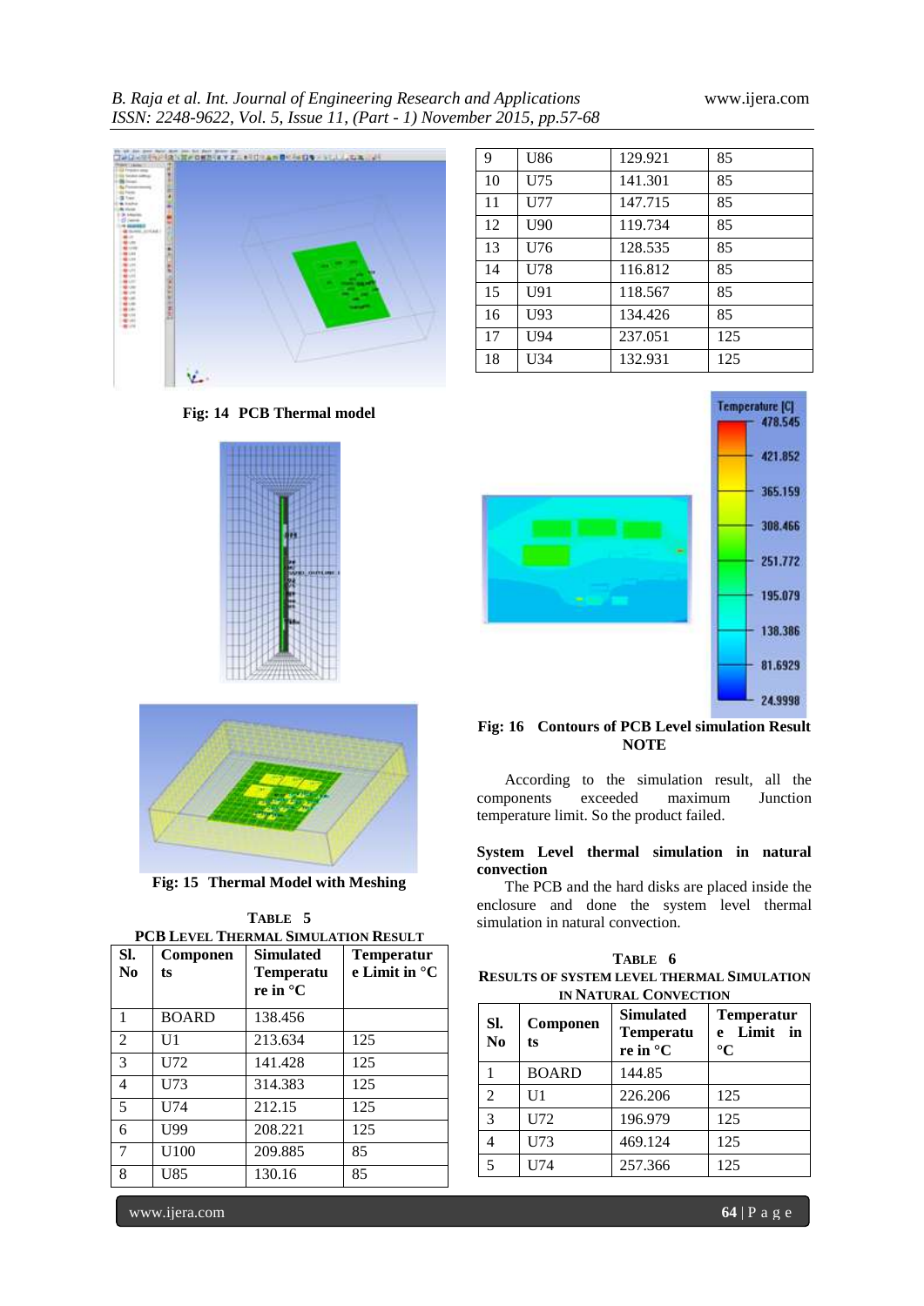Fig: 14 PCB Thermal model

Fig: 15 Thermal Model with Meshing

**TABLE 5**
**PCB LEVEL THERMAL SIMULATION RESULT**

| Sl. No | Components | Simulated Temperature in °C | Temperature Limit in °C |
|---|---|---|---|
| 1 | BOARD | 138.456 | |
| 2 | U1 | 213.634 | 125 |
| 3 | U72 | 141.428 | 125 |
| 4 | U73 | 314.383 | 125 |
| 5 | U74 | 212.15 | 125 |
| 6 | U99 | 208.221 | 125 |
| 7 | U100 | 209.885 | 85 |
| 8 | U85 | 130.16 | 85 |
| 9 | U86 | 129.921 | 85 |
| 10 | U75 | 141.301 | 85 |
| 11 | U77 | 147.715 | 85 |
| 12 | U90 | 119.734 | 85 |
| 13 | U76 | 128.535 | 85 |
| 14 | U78 | 116.812 | 85 |
| 15 | U91 | 118.567 | 85 |
| 16 | U93 | 134.426 | 85 |
| 17 | U94 | 237.051 | 125 |
| 18 | U34 | 132.931 | 125 |

Fig: 16 Contours of PCB Level simulation Result

**NOTE**

According to the simulation result, all the components exceeded maximum Junction temperature limit. So the product failed.

**System Level thermal simulation in natural convection**

The PCB and the hard disks are placed inside the enclosure and done the system level thermal simulation in natural convection.

**TABLE 6**
**RESULTS OF SYSTEM LEVEL THERMAL SIMULATION IN NATURAL CONVECTION**

| Sl. No | Components | Simulated Temperature in °C | Temperature Limit in °C |
|---|---|---|---|
| 1 | BOARD | 144.85 | |
| 2 | U1 | 226.206 | 125 |
| 3 | U72 | 196.979 | 125 |
| 4 | U73 | 469.124 | 125 |
| 5 | U74 | 257.366 | 125 |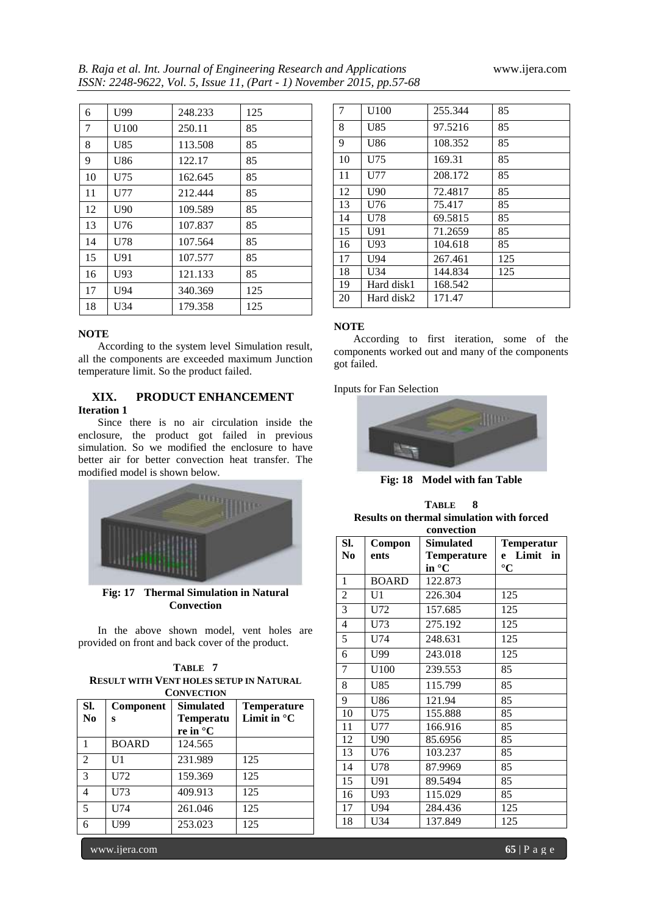| 6 | U99 | 248.233 | 125 |
|---|---|---|---|
| 7 | U100 | 250.11 | 85 |
| 8 | U85 | 113.508 | 85 |
| 9 | U86 | 122.17 | 85 |
| 10 | U75 | 162.645 | 85 |
| 11 | U77 | 212.444 | 85 |
| 12 | U90 | 109.589 | 85 |
| 13 | U76 | 107.837 | 85 |
| 14 | U78 | 107.564 | 85 |
| 15 | U91 | 107.577 | 85 |
| 16 | U93 | 121.133 | 85 |
| 17 | U94 | 340.369 | 125 |
| 18 | U34 | 179.358 | 125 |

**NOTE**

According to the system level Simulation result, all the components are exceeded maximum Junction temperature limit. So the product failed.

## XIX. PRODUCT ENHANCEMENT

**Iteration 1**

Since there is no air circulation inside the enclosure, the product got failed in previous simulation. So we modified the enclosure to have better air for better convection heat transfer. The modified model is shown below.

**Fig: 17 Thermal Simulation in Natural Convection**

In the above shown model, vent holes are provided on front and back cover of the product.

**TABLE 7**
**RESULT WITH VENT HOLES SETUP IN NATURAL CONVECTION**

| Sl. No | Components | Simulated Temperature in °C | Temperature Limit in °C |
|---|---|---|---|
| 1 | BOARD | 124.565 | |
| 2 | U1 | 231.989 | 125 |
| 3 | U72 | 159.369 | 125 |
| 4 | U73 | 409.913 | 125 |
| 5 | U74 | 261.046 | 125 |
| 6 | U99 | 253.023 | 125 |
| 7 | U100 | 255.344 | 85 |
| 8 | U85 | 97.5216 | 85 |
| 9 | U86 | 108.352 | 85 |
| 10 | U75 | 169.31 | 85 |
| 11 | U77 | 208.172 | 85 |
| 12 | U90 | 72.4817 | 85 |
| 13 | U76 | 75.417 | 85 |
| 14 | U78 | 69.5815 | 85 |
| 15 | U91 | 71.2659 | 85 |
| 16 | U93 | 104.618 | 85 |
| 17 | U94 | 267.461 | 125 |
| 18 | U34 | 144.834 | 125 |
| 19 | Hard disk1 | 168.542 | |
| 20 | Hard disk2 | 171.47 | |

**NOTE**

According to first iteration, some of the components worked out and many of the components got failed.

Inputs for Fan Selection

**Fig: 18 Model with fan Table**

**TABLE 8**
**Results on thermal simulation with forced convection**

| Sl. No | Components | Simulated Temperature in °C | Temperature Limit in °C |
|---|---|---|---|
| 1 | BOARD | 122.873 | |
| 2 | U1 | 226.304 | 125 |
| 3 | U72 | 157.685 | 125 |
| 4 | U73 | 275.192 | 125 |
| 5 | U74 | 248.631 | 125 |
| 6 | U99 | 243.018 | 125 |
| 7 | U100 | 239.553 | 85 |
| 8 | U85 | 115.799 | 85 |
| 9 | U86 | 121.94 | 85 |
| 10 | U75 | 155.888 | 85 |
| 11 | U77 | 166.916 | 85 |
| 12 | U90 | 85.6956 | 85 |
| 13 | U76 | 103.237 | 85 |
| 14 | U78 | 87.9969 | 85 |
| 15 | U91 | 89.5494 | 85 |
| 16 | U93 | 115.029 | 85 |
| 17 | U94 | 284.436 | 125 |
| 18 | U34 | 137.849 | 125 |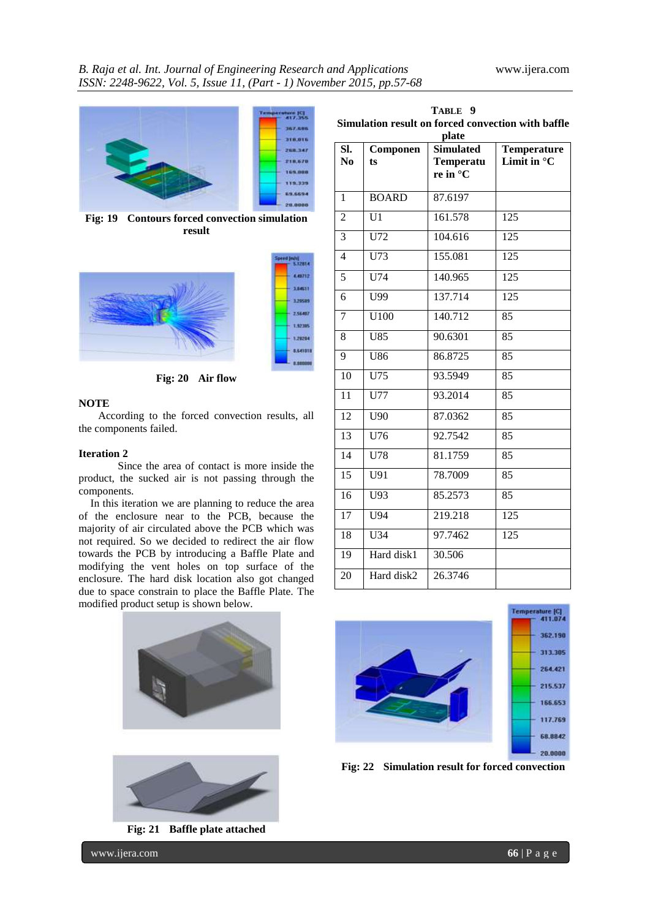Fig: 19 Contours forced convection simulation result

Fig: 20 Air flow

**NOTE**

According to the forced convection results, all the components failed.

**Iteration 2**

Since the area of contact is more inside the product, the sucked air is not passing through the components.

In this iteration we are planning to reduce the area of the enclosure near to the PCB, because the majority of air circulated above the PCB which was not required. So we decided to redirect the air flow towards the PCB by introducing a Baffle Plate and modifying the vent holes on top surface of the enclosure. The hard disk location also got changed due to space constrain to place the Baffle Plate. The modified product setup is shown below.

Fig: 21 Baffle plate attached

**TABLE 9**
**Simulation result on forced convection with baffle plate**

| Sl. No | Components | Simulated Temperature in °C | Temperature Limit in °C |
|---|---|---|---|
| 1 | BOARD | 87.6197 | |
| 2 | U1 | 161.578 | 125 |
| 3 | U72 | 104.616 | 125 |
| 4 | U73 | 155.081 | 125 |
| 5 | U74 | 140.965 | 125 |
| 6 | U99 | 137.714 | 125 |
| 7 | U100 | 140.712 | 85 |
| 8 | U85 | 90.6301 | 85 |
| 9 | U86 | 86.8725 | 85 |
| 10 | U75 | 93.5949 | 85 |
| 11 | U77 | 93.2014 | 85 |
| 12 | U90 | 87.0362 | 85 |
| 13 | U76 | 92.7542 | 85 |
| 14 | U78 | 81.1759 | 85 |
| 15 | U91 | 78.7009 | 85 |
| 16 | U93 | 85.2573 | 85 |
| 17 | U94 | 219.218 | 125 |
| 18 | U34 | 97.7462 | 125 |
| 19 | Hard disk1 | 30.506 | |
| 20 | Hard disk2 | 26.3746 | |

Fig: 22 Simulation result for forced convection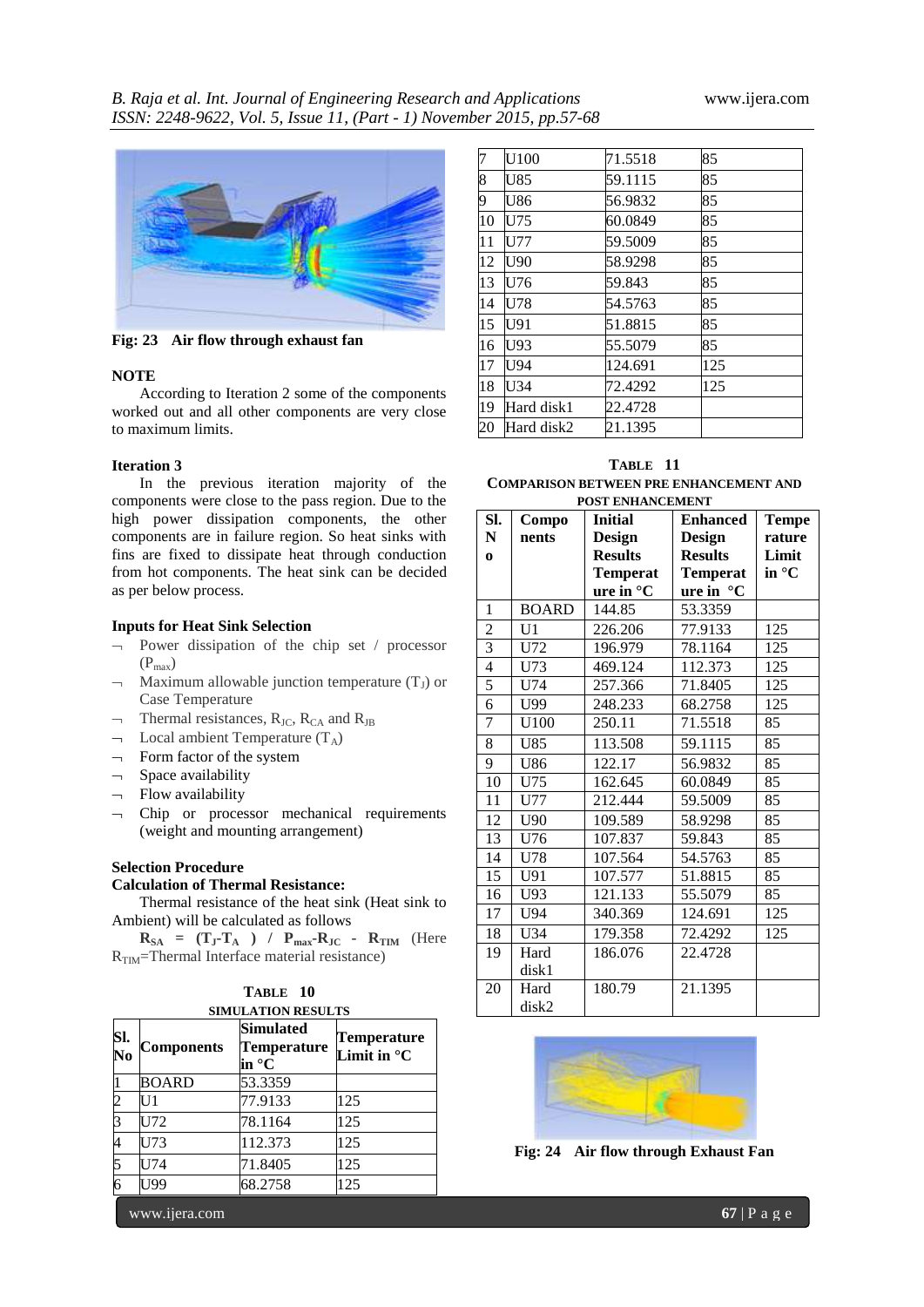Fig: 23 Air flow through exhaust fan

**NOTE**

According to Iteration 2 some of the components worked out and all other components are very close to maximum limits.

**Iteration 3**

In the previous iteration majority of the components were close to the pass region. Due to the high power dissipation components, the other components are in failure region. So heat sinks with fins are fixed to dissipate heat through conduction from hot components. The heat sink can be decided as per below process.

**Inputs for Heat Sink Selection**

- Power dissipation of the chip set / processor ($P_{max}$)
- Maximum allowable junction temperature ($T_J$) or Case Temperature
- Thermal resistances, $R_{JC}$, $R_{CA}$ and $R_{JB}$
- Local ambient Temperature ($T_A$)
- Form factor of the system
- Space availability
- Flow availability
- Chip or processor mechanical requirements (weight and mounting arrangement)

**Selection Procedure**

**Calculation of Thermal Resistance:**

Thermal resistance of the heat sink (Heat sink to Ambient) will be calculated as follows

$\mathbf{R_{SA} = (T_J\text{-}T_A) / P_{max}\text{-}R_{JC} - R_{TIM}}$ (Here $R_{TIM}$=Thermal Interface material resistance)

**TABLE 10**
**SIMULATION RESULTS**

| Sl. No | Components | Simulated Temperature in °C | Temperature Limit in °C |
|---|---|---|---|
| 1 | BOARD | 53.3359 | |
| 2 | U1 | 77.9133 | 125 |
| 3 | U72 | 78.1164 | 125 |
| 4 | U73 | 112.373 | 125 |
| 5 | U74 | 71.8405 | 125 |
| 6 | U99 | 68.2758 | 125 |
| 7 | U100 | 71.5518 | 85 |
| 8 | U85 | 59.1115 | 85 |
| 9 | U86 | 56.9832 | 85 |
| 10 | U75 | 60.0849 | 85 |
| 11 | U77 | 59.5009 | 85 |
| 12 | U90 | 58.9298 | 85 |
| 13 | U76 | 59.843 | 85 |
| 14 | U78 | 54.5763 | 85 |
| 15 | U91 | 51.8815 | 85 |
| 16 | U93 | 55.5079 | 85 |
| 17 | U94 | 124.691 | 125 |
| 18 | U34 | 72.4292 | 125 |
| 19 | Hard disk1 | 22.4728 | |
| 20 | Hard disk2 | 21.1395 | |

**TABLE 11**
**COMPARISON BETWEEN PRE ENHANCEMENT AND POST ENHANCEMENT**

| Sl. No | Components | Initial Design Results Temperature in °C | Enhanced Design Results Temperature in °C | Temperature Limit in °C |
|---|---|---|---|---|
| 1 | BOARD | 144.85 | 53.3359 | |
| 2 | U1 | 226.206 | 77.9133 | 125 |
| 3 | U72 | 196.979 | 78.1164 | 125 |
| 4 | U73 | 469.124 | 112.373 | 125 |
| 5 | U74 | 257.366 | 71.8405 | 125 |
| 6 | U99 | 248.233 | 68.2758 | 125 |
| 7 | U100 | 250.11 | 71.5518 | 85 |
| 8 | U85 | 113.508 | 59.1115 | 85 |
| 9 | U86 | 122.17 | 56.9832 | 85 |
| 10 | U75 | 162.645 | 60.0849 | 85 |
| 11 | U77 | 212.444 | 59.5009 | 85 |
| 12 | U90 | 109.589 | 58.9298 | 85 |
| 13 | U76 | 107.837 | 59.843 | 85 |
| 14 | U78 | 107.564 | 54.5763 | 85 |
| 15 | U91 | 107.577 | 51.8815 | 85 |
| 16 | U93 | 121.133 | 55.5079 | 85 |
| 17 | U94 | 340.369 | 124.691 | 125 |
| 18 | U34 | 179.358 | 72.4292 | 125 |
| 19 | Hard disk1 | 186.076 | 22.4728 | |
| 20 | Hard disk2 | 180.79 | 21.1395 | |

Fig: 24 Air flow through Exhaust Fan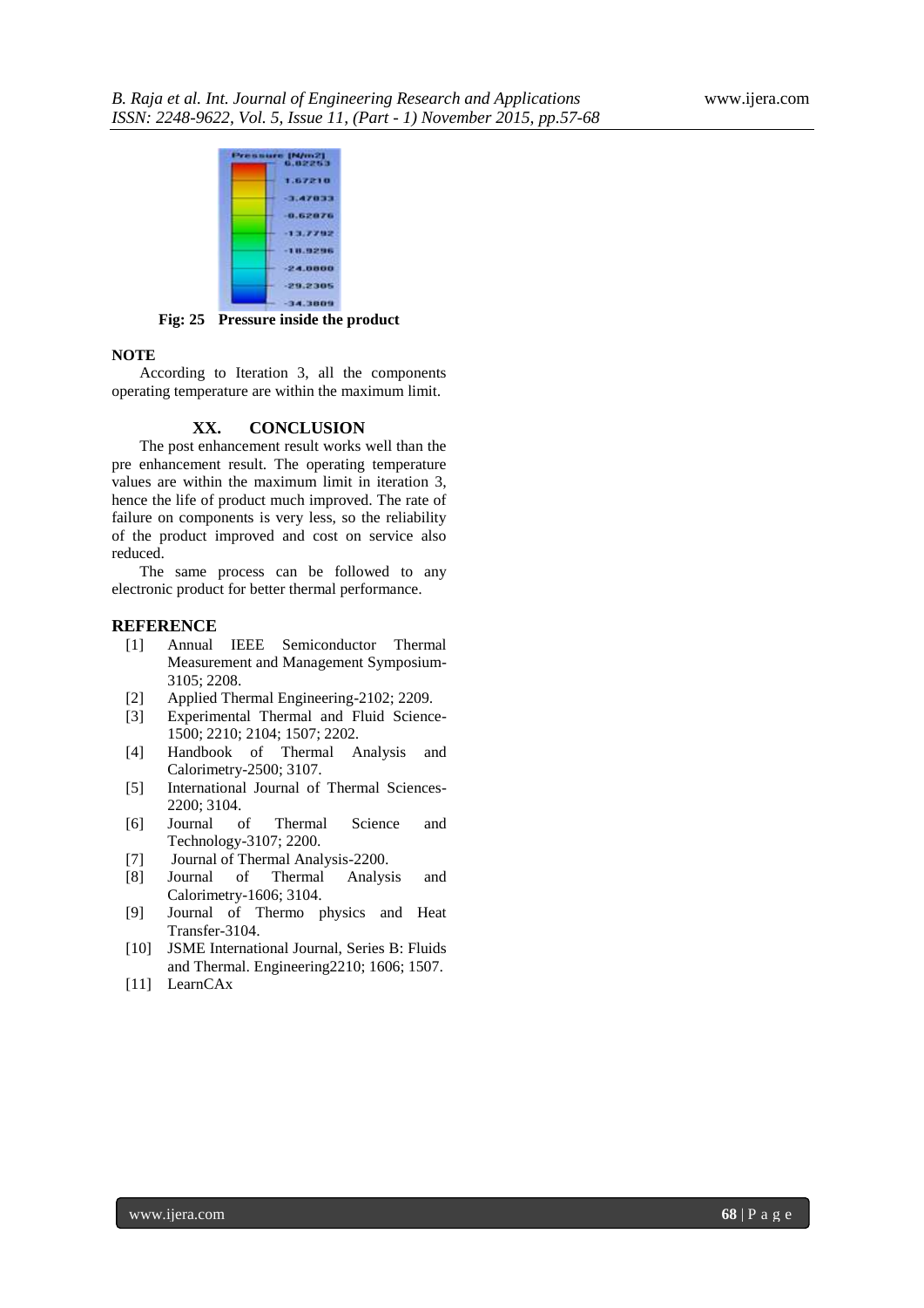Pressure [N/m2]
6.82253
1.67210
-3.47833
-8.62876
-13.7792
-18.9296
-24.0800
-29.2305
-34.3809

**Fig: 25 Pressure inside the product**

**NOTE**

According to Iteration 3, all the components operating temperature are within the maximum limit.

## XX. CONCLUSION

The post enhancement result works well than the pre enhancement result. The operating temperature values are within the maximum limit in iteration 3, hence the life of product much improved. The rate of failure on components is very less, so the reliability of the product improved and cost on service also reduced.

The same process can be followed to any electronic product for better thermal performance.

## REFERENCE

[1] Annual IEEE Semiconductor Thermal Measurement and Management Symposium-3105; 2208.

[2] Applied Thermal Engineering-2102; 2209.

[3] Experimental Thermal and Fluid Science-1500; 2210; 2104; 1507; 2202.

[4] Handbook of Thermal Analysis and Calorimetry-2500; 3107.

[5] International Journal of Thermal Sciences-2200; 3104.

[6] Journal of Thermal Science and Technology-3107; 2200.

[7] Journal of Thermal Analysis-2200.

[8] Journal of Thermal Analysis and Calorimetry-1606; 3104.

[9] Journal of Thermo physics and Heat Transfer-3104.

[10] JSME International Journal, Series B: Fluids and Thermal. Engineering2210; 1606; 1507.

[11] LearnCAx